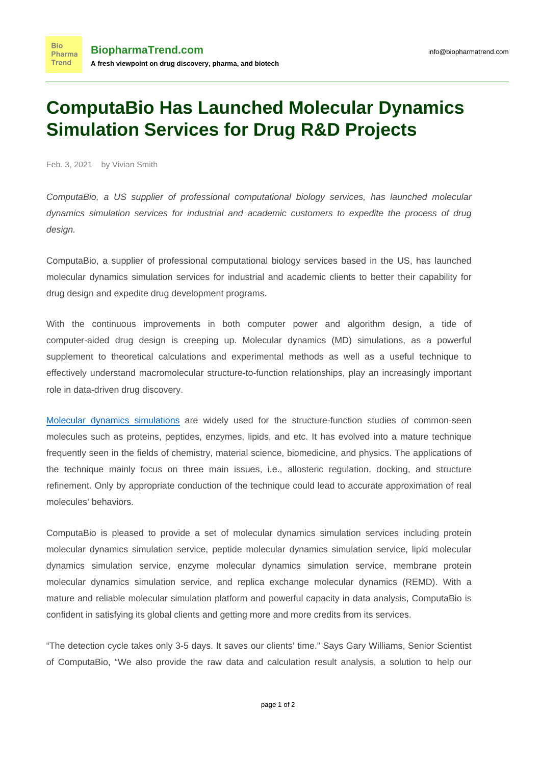# ComputaBio Has Launched Molecular Dynamics Simulation Services for Drug R&D Projects

Feb. 3, 2021 by Vivian Smith

*ComputaBio, a US supplier of professional computational biology services, has launched molecular dynamics simulation services for industrial and academic customers to expedite the process of drug design.*

ComputaBio, a supplier of professional computational biology services based in the US, has launched molecular dynamics simulation services for industrial and academic clients to better their capability for drug design and expedite drug development programs.

With the continuous improvements in both computer power and algorithm design, a tide of computer-aided drug design is creeping up. Molecular dynamics (MD) simulations, as a powerful supplement to theoretical calculations and experimental methods as well as a useful technique to effectively understand macromolecular structure-to-function relationships, play an increasingly important role in data-driven drug discovery.

Molecular dynamics simulations are widely used for the structure-function studies of common-seen molecules such as proteins, peptides, enzymes, lipids, and etc. It has evolved into a mature technique frequently seen in the fields of chemistry, material science, biomedicine, and physics. The applications of the technique mainly focus on three main issues, i.e., allosteric regulation, docking, and structure refinement. Only by appropriate conduction of the technique could lead to accurate approximation of real molecules' behaviors.

ComputaBio is pleased to provide a set of molecular dynamics simulation services including protein molecular dynamics simulation service, peptide molecular dynamics simulation service, lipid molecular dynamics simulation service, enzyme molecular dynamics simulation service, membrane protein molecular dynamics simulation service, and replica exchange molecular dynamics (REMD). With a mature and reliable molecular simulation platform and powerful capacity in data analysis, ComputaBio is confident in satisfying its global clients and getting more and more credits from its services.

"The detection cycle takes only 3-5 days. It saves our clients' time." Says Gary Williams, Senior Scientist of ComputaBio, "We also provide the raw data and calculation result analysis, a solution to help our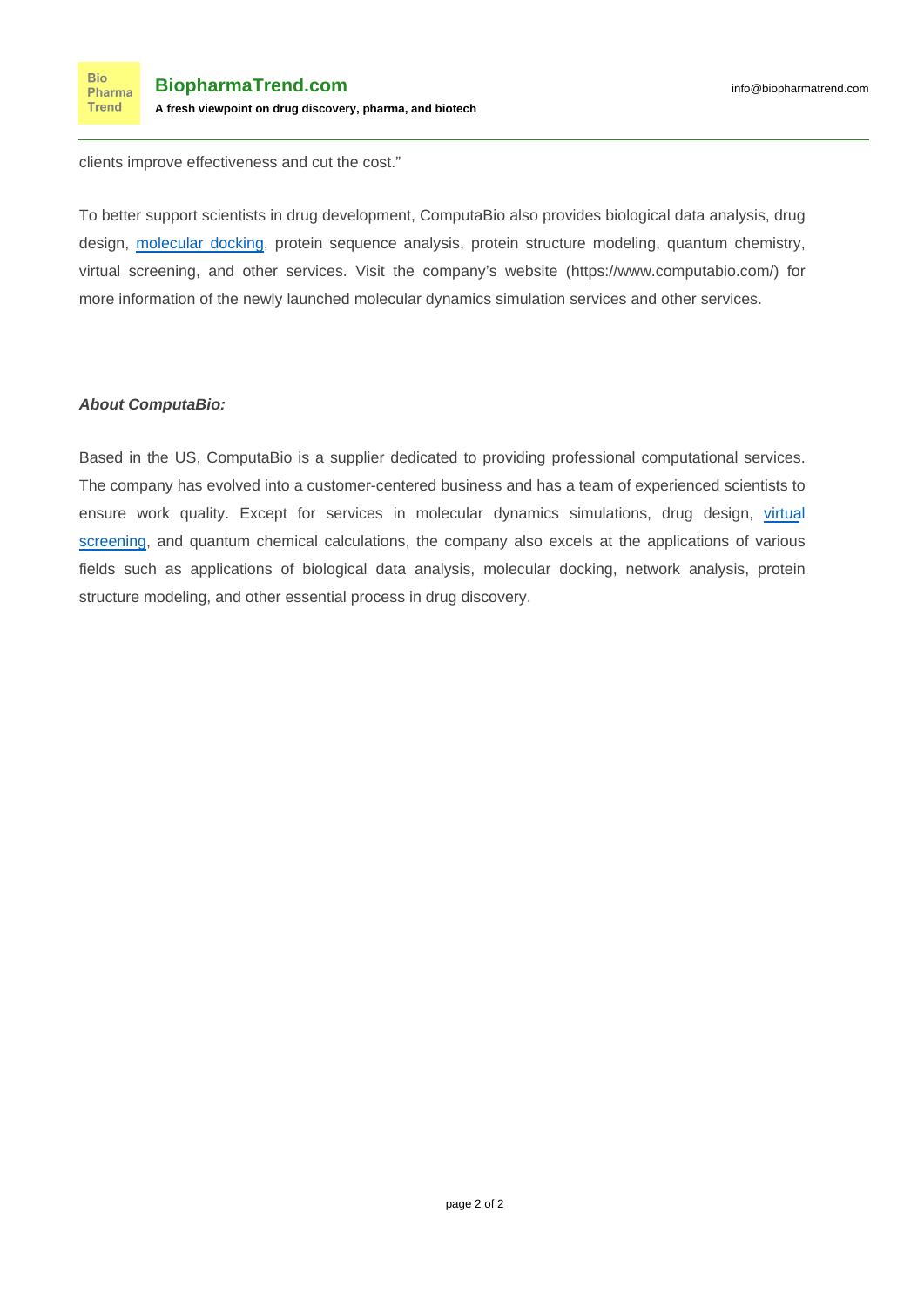clients improve effectiveness and cut the cost."

To better support scientists in drug development, ComputaBio also provides biological data analysis, drug design, molecular docking, protein sequence analysis, protein structure modeling, quantum chemistry, virtual screening, and other services. Visit the company's website (https://www.computabio.com/) for more information of the newly launched molecular dynamics simulation services and other services.

***About ComputaBio:***

Based in the US, ComputaBio is a supplier dedicated to providing professional computational services. The company has evolved into a customer-centered business and has a team of experienced scientists to ensure work quality. Except for services in molecular dynamics simulations, drug design, virtual screening, and quantum chemical calculations, the company also excels at the applications of various fields such as applications of biological data analysis, molecular docking, network analysis, protein structure modeling, and other essential process in drug discovery.